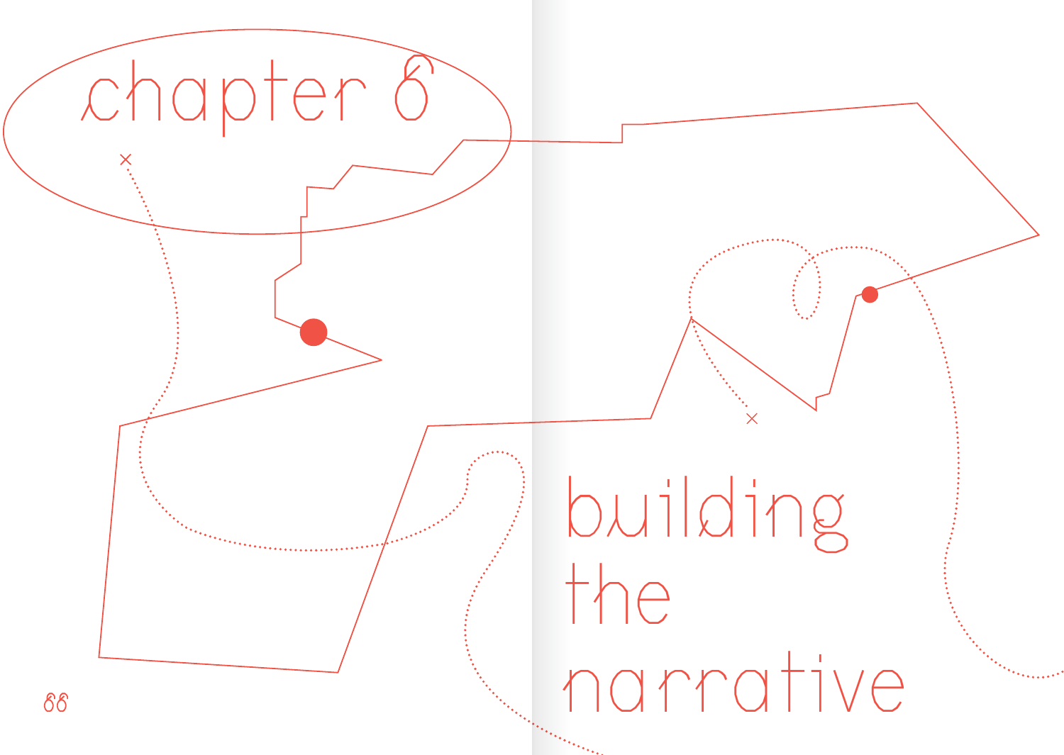# chapter 6

# building the narrative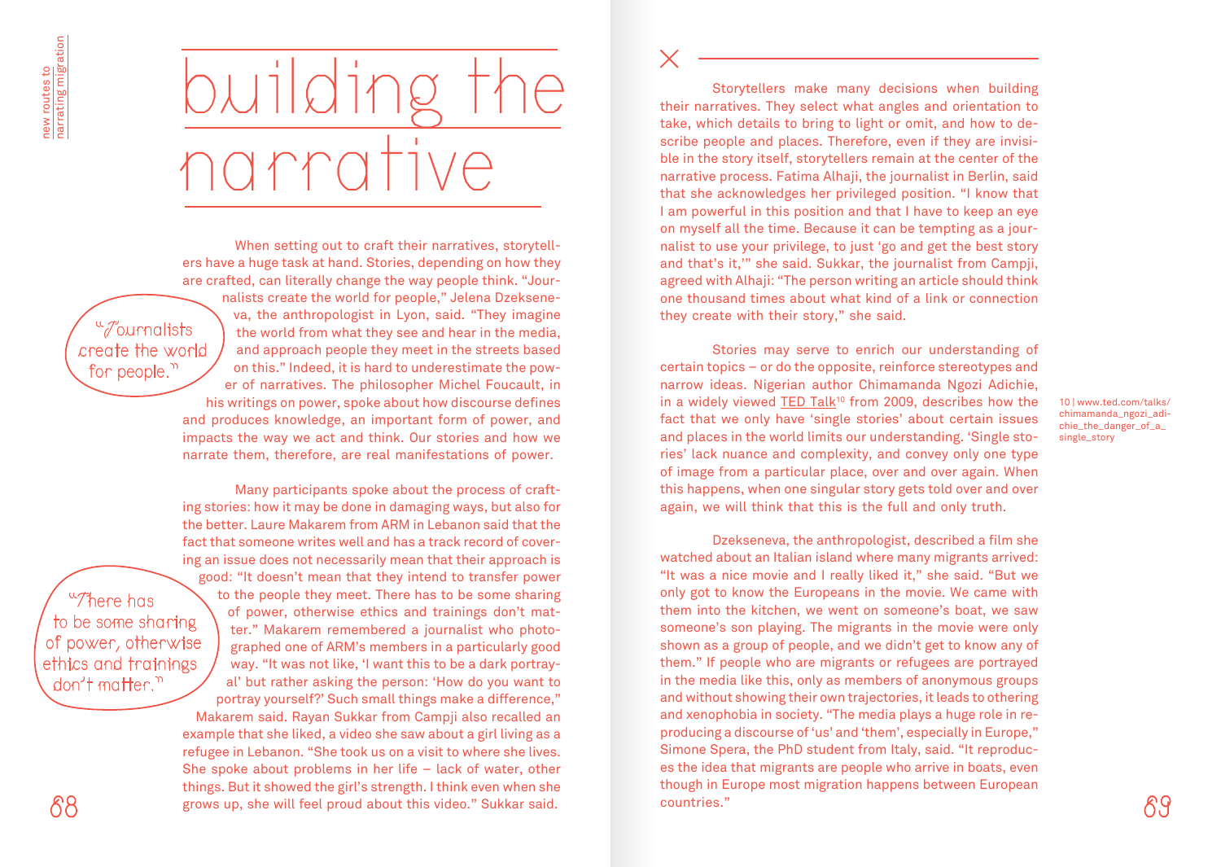# building the narrative

When setting out to craft their narratives, storytellers have a huge task at hand. Stories, depending on how they are crafted, can literally change the way people think. "Journalists create the world for people," Jelena Dzekseneva, the anthropologist in Lyon, said. "They imagine the world from what they see and hear in the media, and approach people they meet in the streets based on this." Indeed, it is hard to underestimate the power of narratives. The philosopher Michel Foucault, in his writings on power, spoke about how discourse defines and produces knowledge, an important form of power, and impacts the way we act and think. Our stories and how we narrate them, therefore, are real manifestations of power.

> "Journalists create the world for people."

Many participants spoke about the process of crafting stories: how it may be done in damaging ways, but also for the better. Laure Makarem from ARM in Lebanon said that the fact that someone writes well and has a track record of covering an issue does not necessarily mean that their approach is good: "It doesn't mean that they intend to transfer power to the people they meet. There has to be some sharing of power, otherwise ethics and trainings don't matter." Makarem remembered a journalist who photographed one of ARM's members in a particularly good way. "It was not like, 'I want this to be a dark portrayal' but rather asking the person: 'How do you want to portray yourself?' Such small things make a difference," Makarem said. Rayan Sukkar from Campji also recalled an example that she liked, a video she saw about a girl living as a refugee in Lebanon. "She took us on a visit to where she lives. She spoke about problems in her life – lack of water, other things. But it showed the girl's strength. I think even when she grows up, she will feel proud about this video." Sukkar said.

> "There has to be some sharing of power, otherwise ethics and trainings don't matter."

Storytellers make many decisions when building their narratives. They select what angles and orientation to take, which details to bring to light or omit, and how to describe people and places. Therefore, even if they are invisible in the story itself, storytellers remain at the center of the narrative process. Fatima Alhaji, the journalist in Berlin, said that she acknowledges her privileged position. "I know that I am powerful in this position and that I have to keep an eye on myself all the time. Because it can be tempting as a journalist to use your privilege, to just 'go and get the best story and that's it,'" she said. Sukkar, the journalist from Campji, agreed with Alhaji: "The person writing an article should think one thousand times about what kind of a link or connection they create with their story," she said.

Stories may serve to enrich our understanding of certain topics – or do the opposite, reinforce stereotypes and narrow ideas. Nigerian author Chimamanda Ngozi Adichie, in a widely viewed TED Talk[10] from 2009, describes how the fact that we only have 'single stories' about certain issues and places in the world limits our understanding. 'Single stories' lack nuance and complexity, and convey only one type of image from a particular place, over and over again. When this happens, when one singular story gets told over and over again, we will think that this is the full and only truth.

Dzekseneva, the anthropologist, described a film she watched about an Italian island where many migrants arrived: "It was a nice movie and I really liked it," she said. "But we only got to know the Europeans in the movie. We came with them into the kitchen, we went on someone's boat, we saw someone's son playing. The migrants in the movie were only shown as a group of people, and we didn't get to know any of them." If people who are migrants or refugees are portrayed in the media like this, only as members of anonymous groups and without showing their own trajectories, it leads to othering and xenophobia in society. "The media plays a huge role in reproducing a discourse of 'us' and 'them', especially in Europe," Simone Spera, the PhD student from Italy, said. "It reproduces the idea that migrants are people who arrive in boats, even though in Europe most migration happens between European countries."

10 | www.ted.com/talks/chimamanda_ngozi_adichie_the_danger_of_a_single_story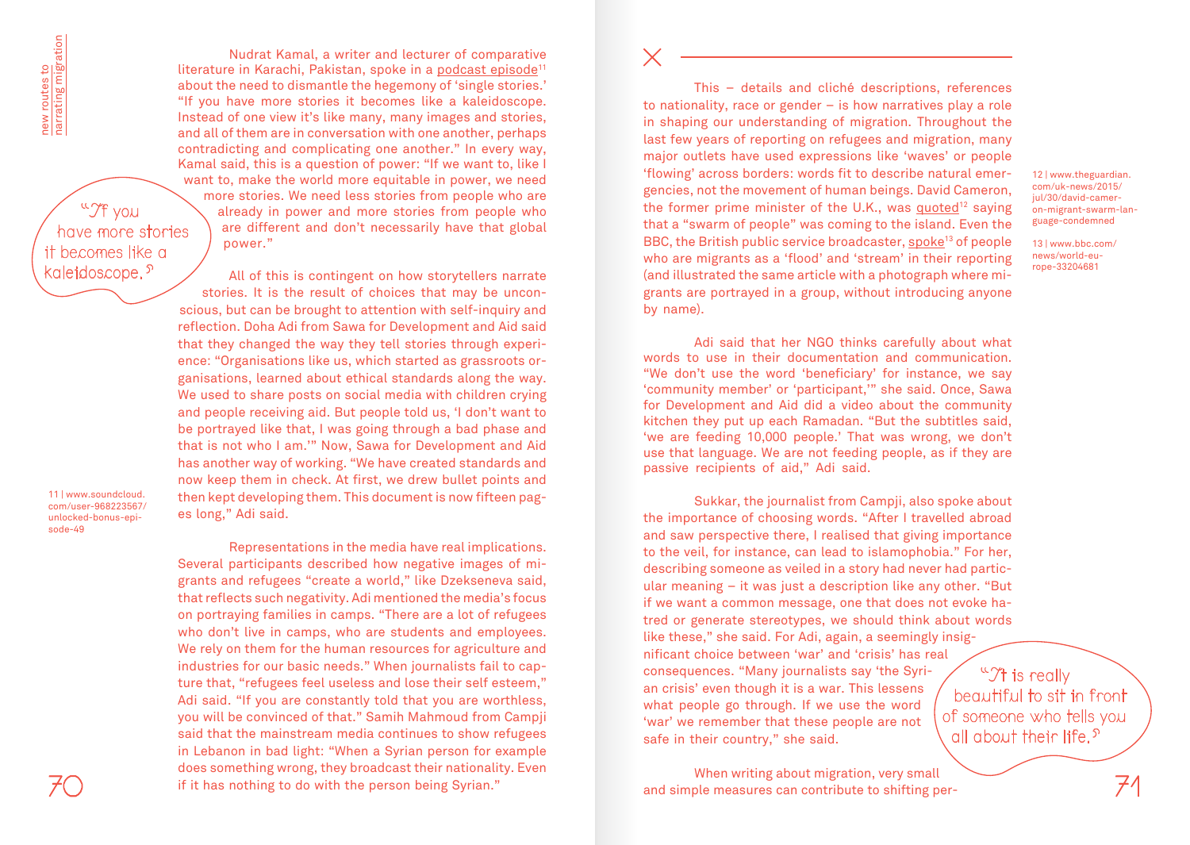Nudrat Kamal, a writer and lecturer of comparative literature in Karachi, Pakistan, spoke in a podcast episode[11] about the need to dismantle the hegemony of 'single stories.' "If you have more stories it becomes like a kaleidoscope. Instead of one view it's like many, many images and stories, and all of them are in conversation with one another, perhaps contradicting and complicating one another." In every way, Kamal said, this is a question of power: "If we want to, like I want to, make the world more equitable in power, we need more stories. We need less stories from people who are already in power and more stories from people who are different and don't necessarily have that global power."

> "If you have more stories it becomes like a kaleidoscope."

All of this is contingent on how storytellers narrate stories. It is the result of choices that may be unconscious, but can be brought to attention with self-inquiry and reflection. Doha Adi from Sawa for Development and Aid said that they changed the way they tell stories through experience: "Organisations like us, which started as grassroots organisations, learned about ethical standards along the way. We used to share posts on social media with children crying and people receiving aid. But people told us, 'I don't want to be portrayed like that, I was going through a bad phase and that is not who I am.'" Now, Sawa for Development and Aid has another way of working. "We have created standards and now keep them in check. At first, we drew bullet points and then kept developing them. This document is now fifteen pages long," Adi said.

11 | www.soundcloud.com/user-968223567/unlocked-bonus-episode-49

Representations in the media have real implications. Several participants described how negative images of migrants and refugees "create a world," like Dzekseneva said, that reflects such negativity. Adi mentioned the media's focus on portraying families in camps. "There are a lot of refugees who don't live in camps, who are students and employees. We rely on them for the human resources for agriculture and industries for our basic needs." When journalists fail to capture that, "refugees feel useless and lose their self esteem," Adi said. "If you are constantly told that you are worthless, you will be convinced of that." Samih Mahmoud from Campji said that the mainstream media continues to show refugees in Lebanon in bad light: "When a Syrian person for example does something wrong, they broadcast their nationality. Even if it has nothing to do with the person being Syrian."

This – details and cliché descriptions, references to nationality, race or gender – is how narratives play a role in shaping our understanding of migration. Throughout the last few years of reporting on refugees and migration, many major outlets have used expressions like 'waves' or people 'flowing' across borders: words fit to describe natural emergencies, not the movement of human beings. David Cameron, the former prime minister of the U.K., was quoted[12] saying that a "swarm of people" was coming to the island. Even the BBC, the British public service broadcaster, spoke[13] of people who are migrants as a 'flood' and 'stream' in their reporting (and illustrated the same article with a photograph where migrants are portrayed in a group, without introducing anyone by name).

12 | www.theguardian.com/uk-news/2015/jul/30/david-cameron-migrant-swarm-language-condemned

13 | www.bbc.com/news/world-europe-33204681

Adi said that her NGO thinks carefully about what words to use in their documentation and communication. "We don't use the word 'beneficiary' for instance, we say 'community member' or 'participant,'" she said. Once, Sawa for Development and Aid did a video about the community kitchen they put up each Ramadan. "But the subtitles said, 'we are feeding 10,000 people.' That was wrong, we don't use that language. We are not feeding people, as if they are passive recipients of aid," Adi said.

Sukkar, the journalist from Campji, also spoke about the importance of choosing words. "After I travelled abroad and saw perspective there, I realised that giving importance to the veil, for instance, can lead to islamophobia." For her, describing someone as veiled in a story had never had particular meaning – it was just a description like any other. "But if we want a common message, one that does not evoke hatred or generate stereotypes, we should think about words like these," she said. For Adi, again, a seemingly insignificant choice between 'war' and 'crisis' has real consequences. "Many journalists say 'the Syrian crisis' even though it is a war. This lessens what people go through. If we use the word 'war' we remember that these people are not safe in their country," she said.

> "It is really beautiful to sit in front of someone who tells you all about their life."

When writing about migration, very small and simple measures can contribute to shifting per-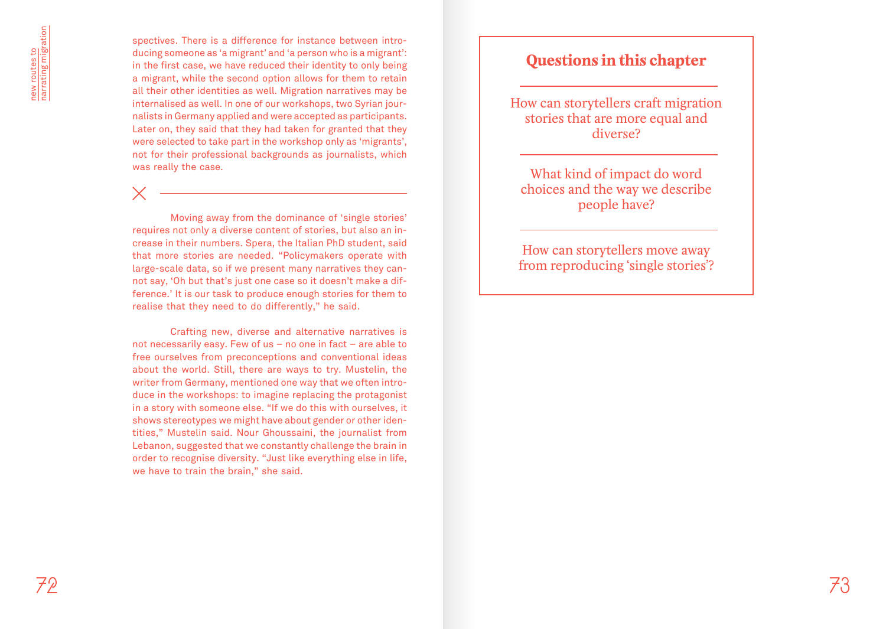spectives. There is a difference for instance between introducing someone as 'a migrant' and 'a person who is a migrant': in the first case, we have reduced their identity to only being a migrant, while the second option allows for them to retain all their other identities as well. Migration narratives may be internalised as well. In one of our workshops, two Syrian journalists in Germany applied and were accepted as participants. Later on, they said that they had taken for granted that they were selected to take part in the workshop only as 'migrants', not for their professional backgrounds as journalists, which was really the case.

---

Moving away from the dominance of 'single stories' requires not only a diverse content of stories, but also an increase in their numbers. Spera, the Italian PhD student, said that more stories are needed. "Policymakers operate with large-scale data, so if we present many narratives they cannot say, 'Oh but that's just one case so it doesn't make a difference.' It is our task to produce enough stories for them to realise that they need to do differently," he said.

Crafting new, diverse and alternative narratives is not necessarily easy. Few of us – no one in fact – are able to free ourselves from preconceptions and conventional ideas about the world. Still, there are ways to try. Mustelin, the writer from Germany, mentioned one way that we often introduce in the workshops: to imagine replacing the protagonist in a story with someone else. "If we do this with ourselves, it shows stereotypes we might have about gender or other identities," Mustelin said. Nour Ghoussaini, the journalist from Lebanon, suggested that we constantly challenge the brain in order to recognise diversity. "Just like everything else in life, we have to train the brain," she said.

## Questions in this chapter

How can storytellers craft migration stories that are more equal and diverse?

What kind of impact do word choices and the way we describe people have?

How can storytellers move away from reproducing 'single stories'?